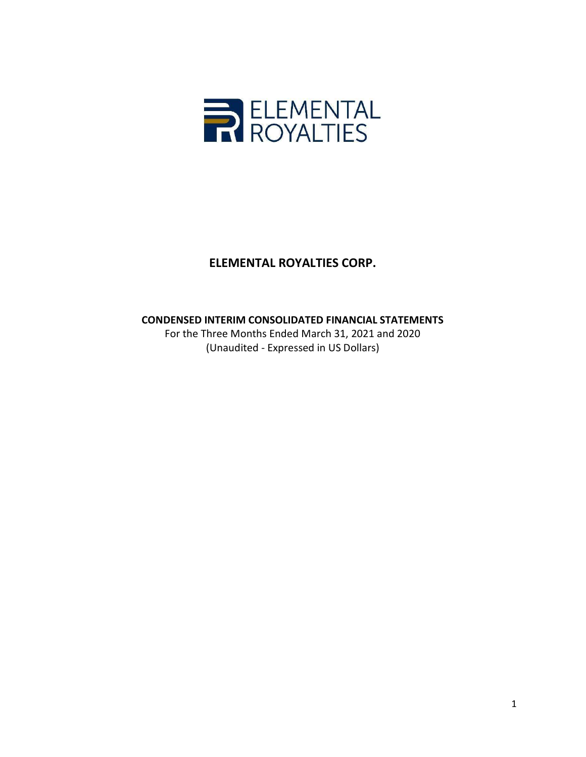# ELEMENTAL ROYALTIES CORP.

**CONDENSED INTERIM CONSOLIDATED FINANCIAL STATEMENTS**

For the Three Months Ended March 31, 2021 and 2020

(Unaudited - Expressed in US Dollars)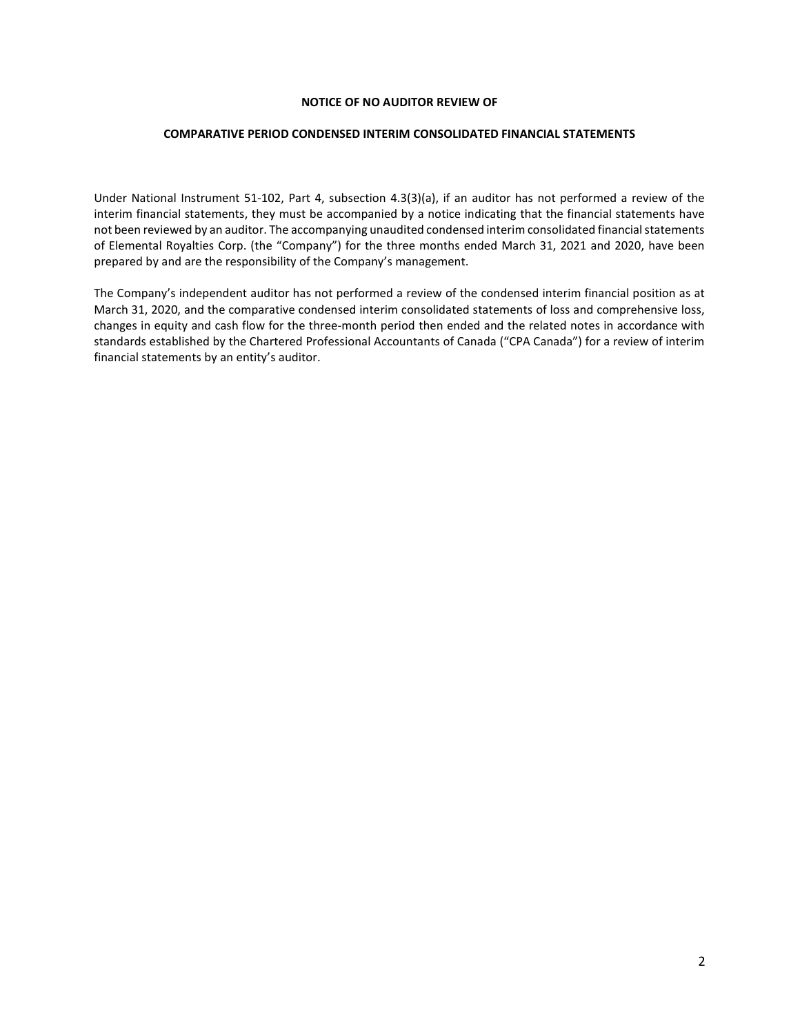**NOTICE OF NO AUDITOR REVIEW OF**

**COMPARATIVE PERIOD CONDENSED INTERIM CONSOLIDATED FINANCIAL STATEMENTS**

Under National Instrument 51-102, Part 4, subsection 4.3(3)(a), if an auditor has not performed a review of the interim financial statements, they must be accompanied by a notice indicating that the financial statements have not been reviewed by an auditor. The accompanying unaudited condensed interim consolidated financial statements of Elemental Royalties Corp. (the "Company") for the three months ended March 31, 2021 and 2020, have been prepared by and are the responsibility of the Company's management.

The Company's independent auditor has not performed a review of the condensed interim financial position as at March 31, 2020, and the comparative condensed interim consolidated statements of loss and comprehensive loss, changes in equity and cash flow for the three-month period then ended and the related notes in accordance with standards established by the Chartered Professional Accountants of Canada ("CPA Canada") for a review of interim financial statements by an entity's auditor.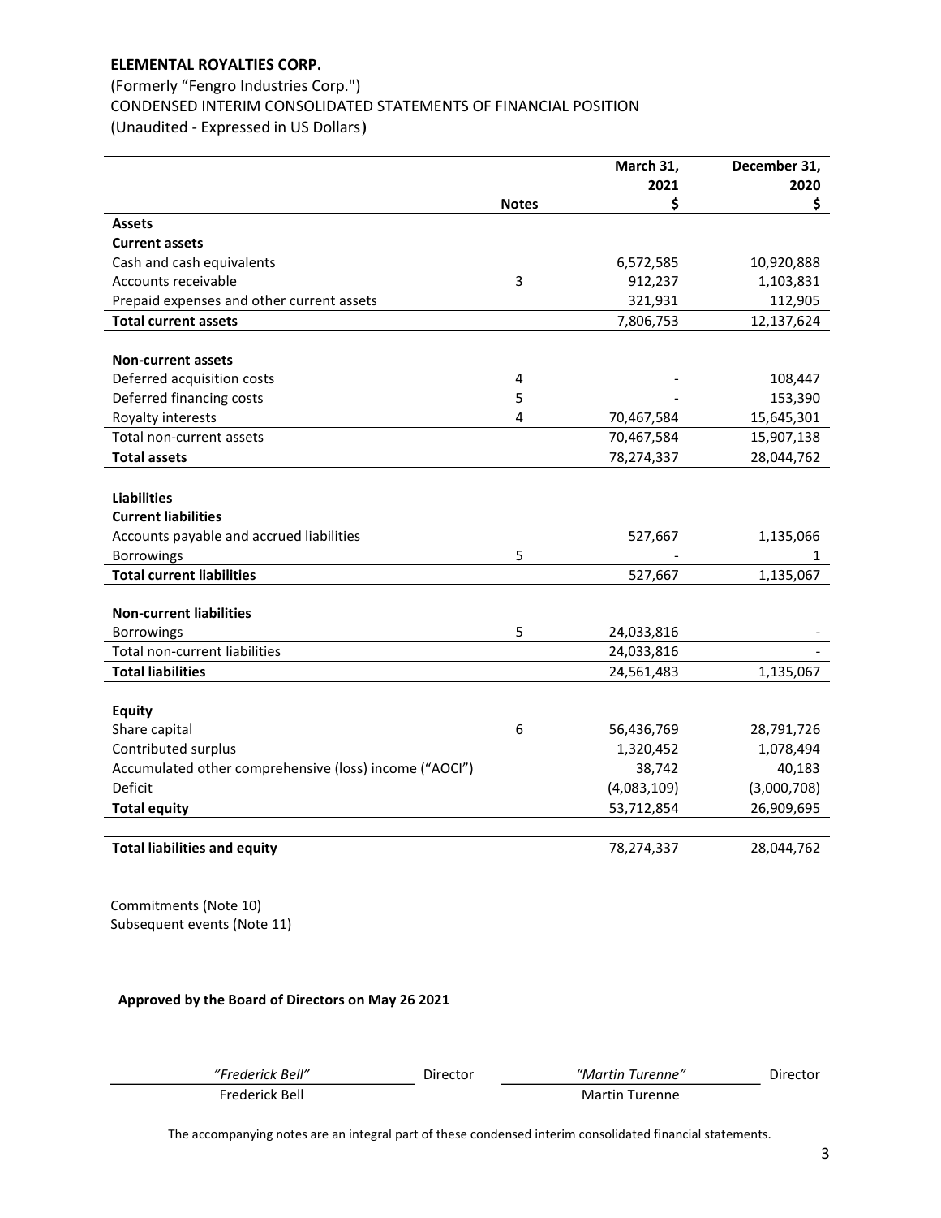**ELEMENTAL ROYALTIES CORP.**

(Formerly "Fengro Industries Corp.")

CONDENSED INTERIM CONSOLIDATED STATEMENTS OF FINANCIAL POSITION

(Unaudited - Expressed in US Dollars)

| | Notes | March 31, 2021 $ | December 31, 2020 $ |
|---|---|---|---|
| **Assets** | | | |
| **Current assets** | | | |
| Cash and cash equivalents | | 6,572,585 | 10,920,888 |
| Accounts receivable | 3 | 912,237 | 1,103,831 |
| Prepaid expenses and other current assets | | 321,931 | 112,905 |
| **Total current assets** | | 7,806,753 | 12,137,624 |
| | | | |
| **Non-current assets** | | | |
| Deferred acquisition costs | 4 | - | 108,447 |
| Deferred financing costs | 5 | - | 153,390 |
| Royalty interests | 4 | 70,467,584 | 15,645,301 |
| Total non-current assets | | 70,467,584 | 15,907,138 |
| **Total assets** | | 78,274,337 | 28,044,762 |
| | | | |
| **Liabilities** | | | |
| **Current liabilities** | | | |
| Accounts payable and accrued liabilities | | 527,667 | 1,135,066 |
| Borrowings | 5 | - | 1 |
| **Total current liabilities** | | 527,667 | 1,135,067 |
| | | | |
| **Non-current liabilities** | | | |
| Borrowings | 5 | 24,033,816 | - |
| Total non-current liabilities | | 24,033,816 | - |
| **Total liabilities** | | 24,561,483 | 1,135,067 |
| | | | |
| **Equity** | | | |
| Share capital | 6 | 56,436,769 | 28,791,726 |
| Contributed surplus | | 1,320,452 | 1,078,494 |
| Accumulated other comprehensive (loss) income ("AOCI") | | 38,742 | 40,183 |
| Deficit | | (4,083,109) | (3,000,708) |
| **Total equity** | | 53,712,854 | 26,909,695 |
| | | | |
| **Total liabilities and equity** | | 78,274,337 | 28,044,762 |

Commitments (Note 10)

Subsequent events (Note 11)

**Approved by the Board of Directors on May 26 2021**

| *"Frederick Bell"* | Director | *"Martin Turenne"* | Director |
|---|---|---|---|
| Frederick Bell | | Martin Turenne | |

The accompanying notes are an integral part of these condensed interim consolidated financial statements.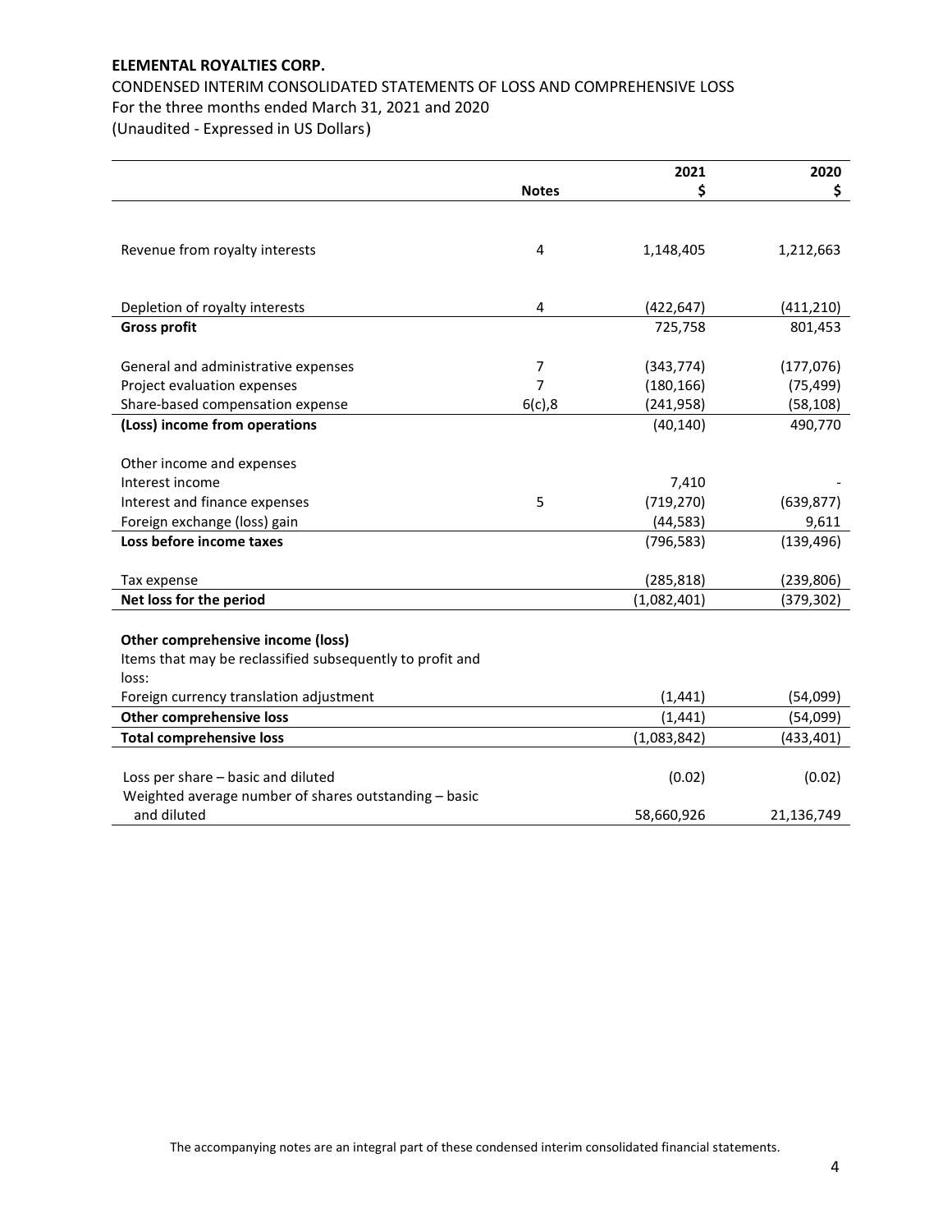**ELEMENTAL ROYALTIES CORP.**

CONDENSED INTERIM CONSOLIDATED STATEMENTS OF LOSS AND COMPREHENSIVE LOSS
For the three months ended March 31, 2021 and 2020
(Unaudited - Expressed in US Dollars)

| | Notes | 2021<br>$ | 2020<br>$ |
|---|---|---|---|
| Revenue from royalty interests | 4 | 1,148,405 | 1,212,663 |
| Depletion of royalty interests | 4 | (422,647) | (411,210) |
| **Gross profit** | | 725,758 | 801,453 |
| General and administrative expenses | 7 | (343,774) | (177,076) |
| Project evaluation expenses | 7 | (180,166) | (75,499) |
| Share-based compensation expense | 6(c),8 | (241,958) | (58,108) |
| **(Loss) income from operations** | | (40,140) | 490,770 |
| Other income and expenses | | | |
| Interest income | | 7,410 | - |
| Interest and finance expenses | 5 | (719,270) | (639,877) |
| Foreign exchange (loss) gain | | (44,583) | 9,611 |
| **Loss before income taxes** | | (796,583) | (139,496) |
| Tax expense | | (285,818) | (239,806) |
| **Net loss for the period** | | (1,082,401) | (379,302) |
| **Other comprehensive income (loss)** | | | |
| Items that may be reclassified subsequently to profit and loss: | | | |
| Foreign currency translation adjustment | | (1,441) | (54,099) |
| **Other comprehensive loss** | | (1,441) | (54,099) |
| **Total comprehensive loss** | | (1,083,842) | (433,401) |
| Loss per share – basic and diluted | | (0.02) | (0.02) |
| Weighted average number of shares outstanding – basic and diluted | | 58,660,926 | 21,136,749 |

The accompanying notes are an integral part of these condensed interim consolidated financial statements.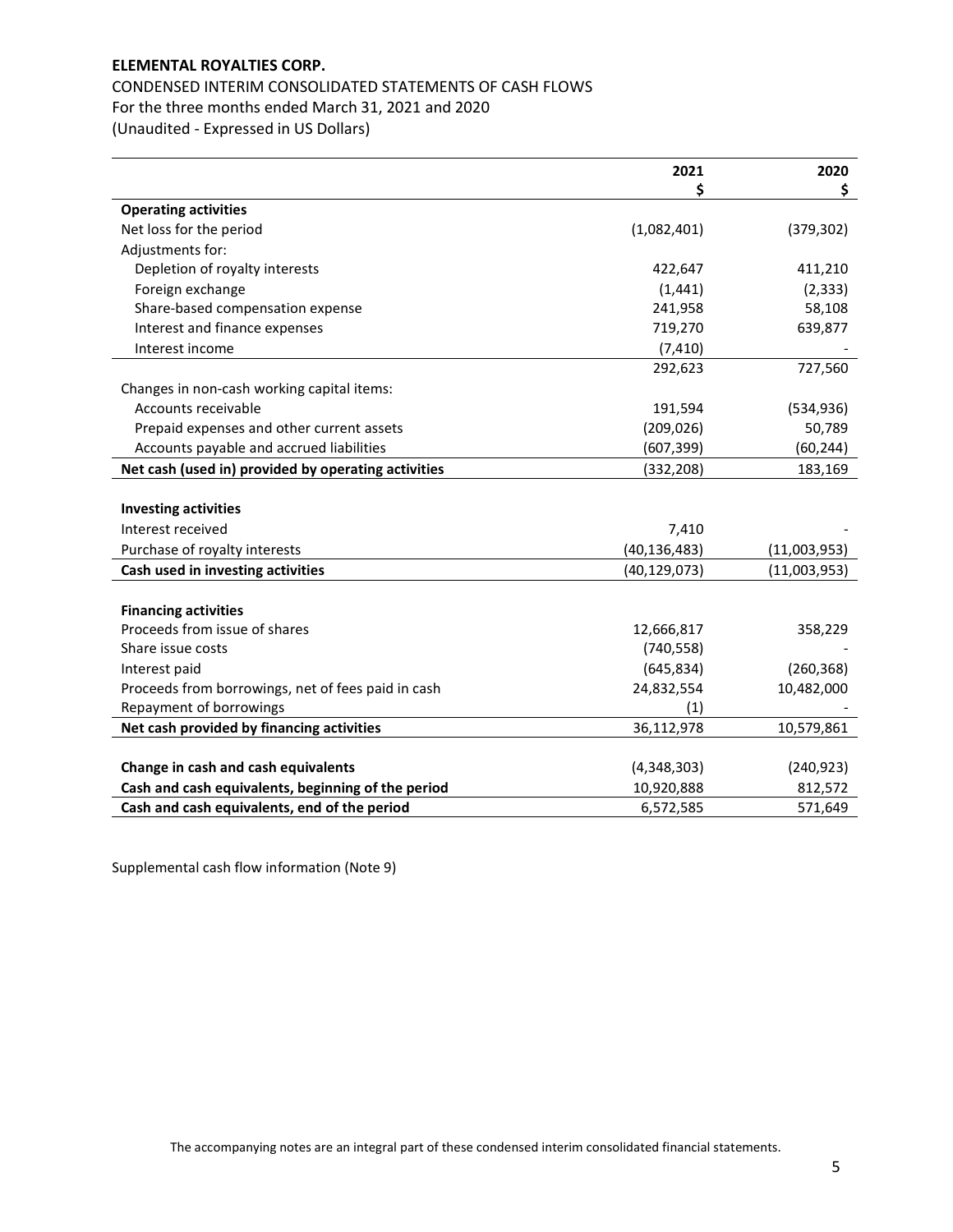**ELEMENTAL ROYALTIES CORP.**

CONDENSED INTERIM CONSOLIDATED STATEMENTS OF CASH FLOWS
For the three months ended March 31, 2021 and 2020
(Unaudited - Expressed in US Dollars)

| | 2021 $ | 2020 $ |
|---|---:|---:|
| **Operating activities** | | |
| Net loss for the period | (1,082,401) | (379,302) |
| Adjustments for: | | |
| Depletion of royalty interests | 422,647 | 411,210 |
| Foreign exchange | (1,441) | (2,333) |
| Share-based compensation expense | 241,958 | 58,108 |
| Interest and finance expenses | 719,270 | 639,877 |
| Interest income | (7,410) | - |
| | 292,623 | 727,560 |
| Changes in non-cash working capital items: | | |
| Accounts receivable | 191,594 | (534,936) |
| Prepaid expenses and other current assets | (209,026) | 50,789 |
| Accounts payable and accrued liabilities | (607,399) | (60,244) |
| **Net cash (used in) provided by operating activities** | (332,208) | 183,169 |
| | | |
| **Investing activities** | | |
| Interest received | 7,410 | - |
| Purchase of royalty interests | (40,136,483) | (11,003,953) |
| **Cash used in investing activities** | (40,129,073) | (11,003,953) |
| | | |
| **Financing activities** | | |
| Proceeds from issue of shares | 12,666,817 | 358,229 |
| Share issue costs | (740,558) | - |
| Interest paid | (645,834) | (260,368) |
| Proceeds from borrowings, net of fees paid in cash | 24,832,554 | 10,482,000 |
| Repayment of borrowings | (1) | - |
| **Net cash provided by financing activities** | 36,112,978 | 10,579,861 |
| | | |
| **Change in cash and cash equivalents** | (4,348,303) | (240,923) |
| **Cash and cash equivalents, beginning of the period** | 10,920,888 | 812,572 |
| **Cash and cash equivalents, end of the period** | 6,572,585 | 571,649 |

Supplemental cash flow information (Note 9)

The accompanying notes are an integral part of these condensed interim consolidated financial statements.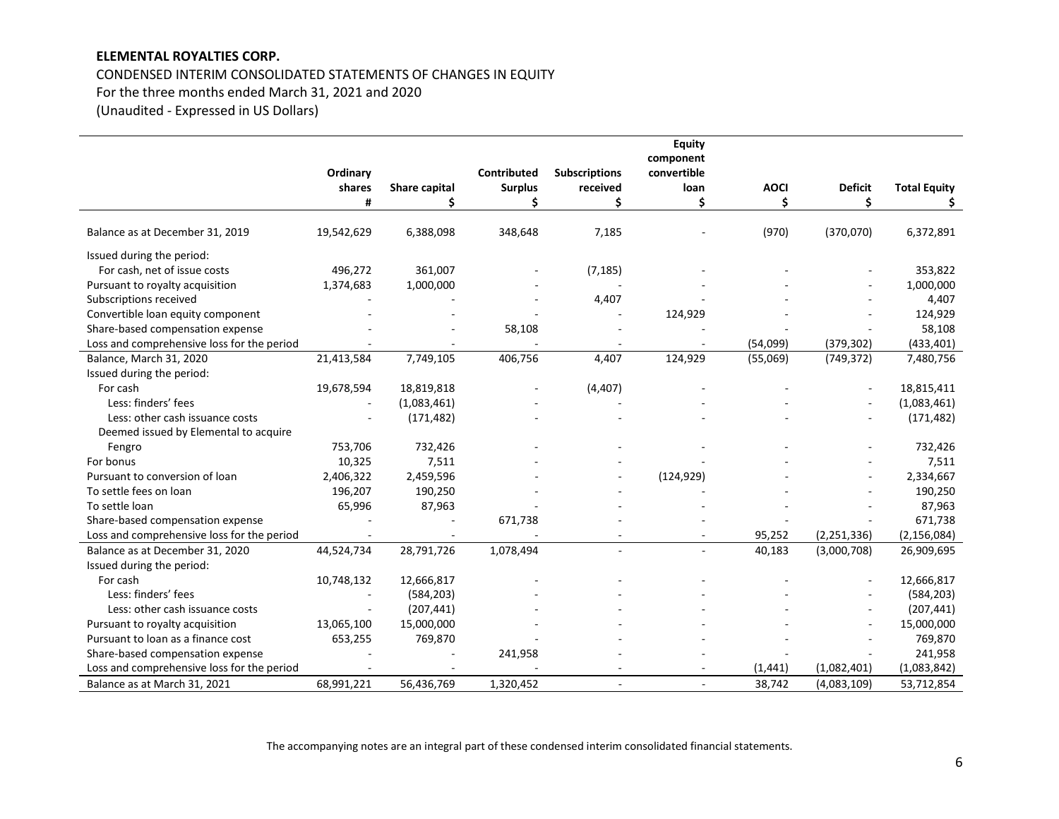**ELEMENTAL ROYALTIES CORP.**

CONDENSED INTERIM CONSOLIDATED STATEMENTS OF CHANGES IN EQUITY

For the three months ended March 31, 2021 and 2020

(Unaudited - Expressed in US Dollars)

| | Ordinary shares # | Share capital $ | Contributed Surplus $ | Subscriptions received $ | Equity component convertible loan $ | AOCI $ | Deficit $ | Total Equity $ |
|---|---|---|---|---|---|---|---|---|
| Balance as at December 31, 2019 | 19,542,629 | 6,388,098 | 348,648 | 7,185 | - | (970) | (370,070) | 6,372,891 |
| Issued during the period: | | | | | | | | |
| For cash, net of issue costs | 496,272 | 361,007 | - | (7,185) | - | - | - | 353,822 |
| Pursuant to royalty acquisition | 1,374,683 | 1,000,000 | - | - | - | - | - | 1,000,000 |
| Subscriptions received | - | - | - | 4,407 | - | - | - | 4,407 |
| Convertible loan equity component | - | - | - | - | 124,929 | - | - | 124,929 |
| Share-based compensation expense | - | - | 58,108 | - | - | - | - | 58,108 |
| Loss and comprehensive loss for the period | - | - | - | - | - | (54,099) | (379,302) | (433,401) |
| Balance, March 31, 2020 | 21,413,584 | 7,749,105 | 406,756 | 4,407 | 124,929 | (55,069) | (749,372) | 7,480,756 |
| Issued during the period: | | | | | | | | |
| For cash | 19,678,594 | 18,819,818 | - | (4,407) | - | - | - | 18,815,411 |
| Less: finders' fees | - | (1,083,461) | - | - | - | - | - | (1,083,461) |
| Less: other cash issuance costs | - | (171,482) | - | - | - | - | - | (171,482) |
| Deemed issued by Elemental to acquire Fengro | 753,706 | 732,426 | - | - | - | - | - | 732,426 |
| For bonus | 10,325 | 7,511 | - | - | - | - | - | 7,511 |
| Pursuant to conversion of loan | 2,406,322 | 2,459,596 | - | - | (124,929) | - | - | 2,334,667 |
| To settle fees on loan | 196,207 | 190,250 | - | - | - | - | - | 190,250 |
| To settle loan | 65,996 | 87,963 | - | - | - | - | - | 87,963 |
| Share-based compensation expense | - | - | 671,738 | - | - | - | - | 671,738 |
| Loss and comprehensive loss for the period | - | - | - | - | - | 95,252 | (2,251,336) | (2,156,084) |
| Balance as at December 31, 2020 | 44,524,734 | 28,791,726 | 1,078,494 | - | - | 40,183 | (3,000,708) | 26,909,695 |
| Issued during the period: | | | | | | | | |
| For cash | 10,748,132 | 12,666,817 | - | - | - | - | - | 12,666,817 |
| Less: finders' fees | - | (584,203) | - | - | - | - | - | (584,203) |
| Less: other cash issuance costs | - | (207,441) | - | - | - | - | - | (207,441) |
| Pursuant to royalty acquisition | 13,065,100 | 15,000,000 | - | - | - | - | - | 15,000,000 |
| Pursuant to loan as a finance cost | 653,255 | 769,870 | - | - | - | - | - | 769,870 |
| Share-based compensation expense | - | - | 241,958 | - | - | - | - | 241,958 |
| Loss and comprehensive loss for the period | - | - | - | - | - | (1,441) | (1,082,401) | (1,083,842) |
| Balance as at March 31, 2021 | 68,991,221 | 56,436,769 | 1,320,452 | - | - | 38,742 | (4,083,109) | 53,712,854 |

The accompanying notes are an integral part of these condensed interim consolidated financial statements.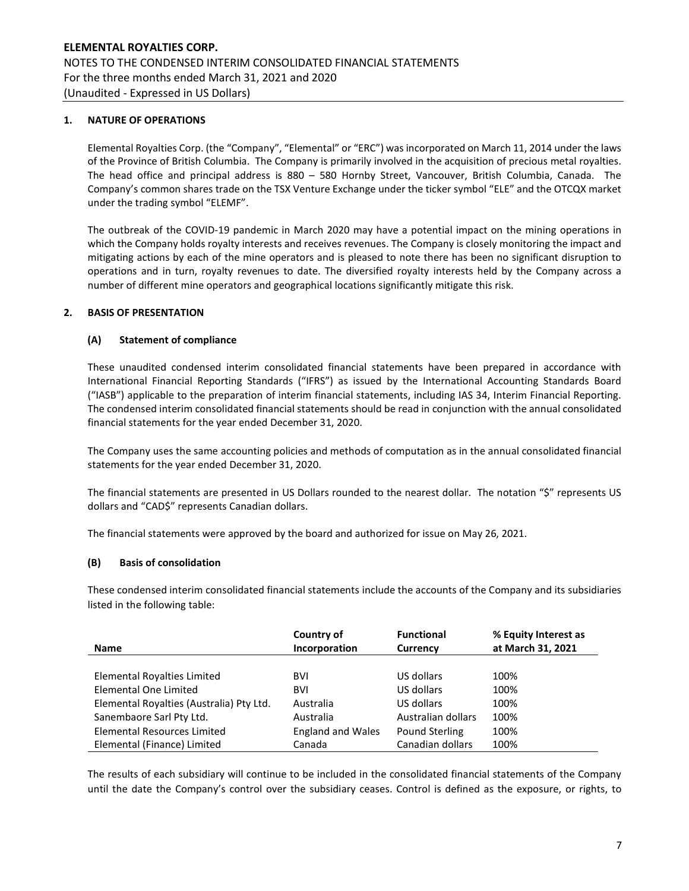## 1. NATURE OF OPERATIONS

Elemental Royalties Corp. (the "Company", "Elemental" or "ERC") was incorporated on March 11, 2014 under the laws of the Province of British Columbia. The Company is primarily involved in the acquisition of precious metal royalties. The head office and principal address is 880 – 580 Hornby Street, Vancouver, British Columbia, Canada. The Company's common shares trade on the TSX Venture Exchange under the ticker symbol "ELE" and the OTCQX market under the trading symbol "ELEMF".

The outbreak of the COVID-19 pandemic in March 2020 may have a potential impact on the mining operations in which the Company holds royalty interests and receives revenues. The Company is closely monitoring the impact and mitigating actions by each of the mine operators and is pleased to note there has been no significant disruption to operations and in turn, royalty revenues to date. The diversified royalty interests held by the Company across a number of different mine operators and geographical locations significantly mitigate this risk.

## 2. BASIS OF PRESENTATION

### (A) Statement of compliance

These unaudited condensed interim consolidated financial statements have been prepared in accordance with International Financial Reporting Standards ("IFRS") as issued by the International Accounting Standards Board ("IASB") applicable to the preparation of interim financial statements, including IAS 34, Interim Financial Reporting. The condensed interim consolidated financial statements should be read in conjunction with the annual consolidated financial statements for the year ended December 31, 2020.

The Company uses the same accounting policies and methods of computation as in the annual consolidated financial statements for the year ended December 31, 2020.

The financial statements are presented in US Dollars rounded to the nearest dollar. The notation "$" represents US dollars and "CAD$" represents Canadian dollars.

The financial statements were approved by the board and authorized for issue on May 26, 2021.

### (B) Basis of consolidation

These condensed interim consolidated financial statements include the accounts of the Company and its subsidiaries listed in the following table:

| Name | Country of Incorporation | Functional Currency | % Equity Interest as at March 31, 2021 |
|---|---|---|---|
| Elemental Royalties Limited | BVI | US dollars | 100% |
| Elemental One Limited | BVI | US dollars | 100% |
| Elemental Royalties (Australia) Pty Ltd. | Australia | US dollars | 100% |
| Sanembaore Sarl Pty Ltd. | Australia | Australian dollars | 100% |
| Elemental Resources Limited | England and Wales | Pound Sterling | 100% |
| Elemental (Finance) Limited | Canada | Canadian dollars | 100% |

The results of each subsidiary will continue to be included in the consolidated financial statements of the Company until the date the Company's control over the subsidiary ceases. Control is defined as the exposure, or rights, to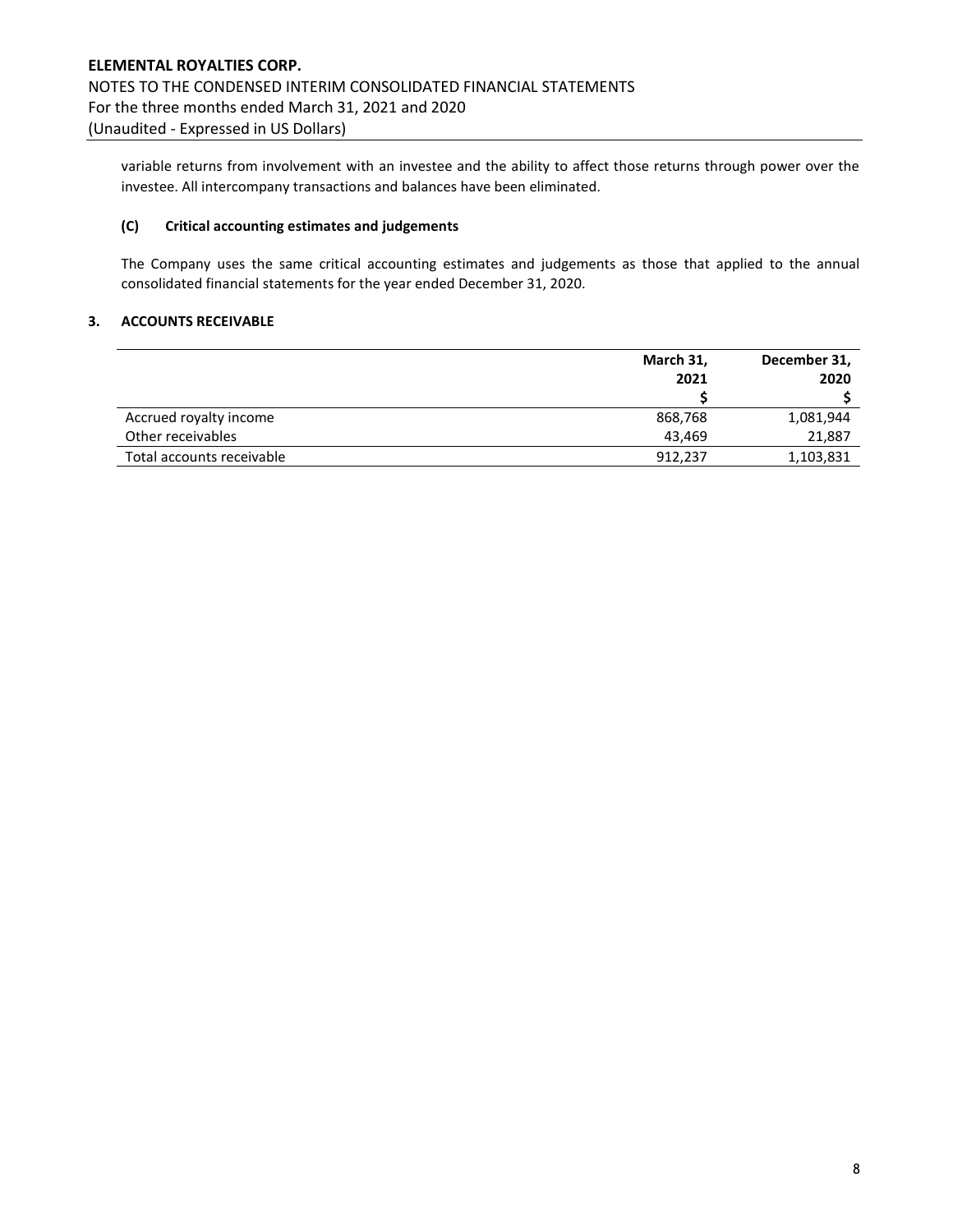variable returns from involvement with an investee and the ability to affect those returns through power over the investee. All intercompany transactions and balances have been eliminated.

### (C) Critical accounting estimates and judgements

The Company uses the same critical accounting estimates and judgements as those that applied to the annual consolidated financial statements for the year ended December 31, 2020.

## 3. ACCOUNTS RECEIVABLE

| | March 31, 2021 $ | December 31, 2020 $ |
|---|---|---|
| Accrued royalty income | 868,768 | 1,081,944 |
| Other receivables | 43,469 | 21,887 |
| Total accounts receivable | 912,237 | 1,103,831 |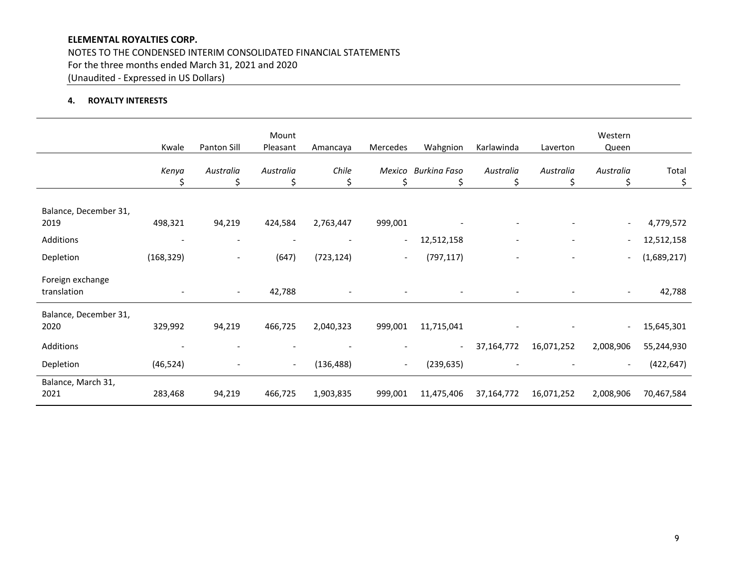**ELEMENTAL ROYALTIES CORP.**

NOTES TO THE CONDENSED INTERIM CONSOLIDATED FINANCIAL STATEMENTS
For the three months ended March 31, 2021 and 2020
(Unaudited - Expressed in US Dollars)

#### 4. ROYALTY INTERESTS

| | Kwale | Panton Sill | Mount Pleasant | Amancaya | Mercedes | Wahgnion | Karlawinda | Laverton | Western Queen | |
|---|---|---|---|---|---|---|---|---|---|---|
| | *Kenya* $ | *Australia* $ | *Australia* $ | *Chile* $ | *Mexico* $ | *Burkina Faso* $ | *Australia* $ | *Australia* $ | *Australia* $ | Total $ |
| Balance, December 31, 2019 | 498,321 | 94,219 | 424,584 | 2,763,447 | 999,001 | - | - | - | - | 4,779,572 |
| Additions | - | - | - | - | - | 12,512,158 | - | - | - | 12,512,158 |
| Depletion | (168,329) | - | (647) | (723,124) | - | (797,117) | - | - | - | (1,689,217) |
| Foreign exchange translation | - | - | 42,788 | - | - | - | - | - | - | 42,788 |
| Balance, December 31, 2020 | 329,992 | 94,219 | 466,725 | 2,040,323 | 999,001 | 11,715,041 | - | - | - | 15,645,301 |
| Additions | - | - | - | - | - | - | 37,164,772 | 16,071,252 | 2,008,906 | 55,244,930 |
| Depletion | (46,524) | - | - | (136,488) | - | (239,635) | - | - | - | (422,647) |
| Balance, March 31, 2021 | 283,468 | 94,219 | 466,725 | 1,903,835 | 999,001 | 11,475,406 | 37,164,772 | 16,071,252 | 2,008,906 | 70,467,584 |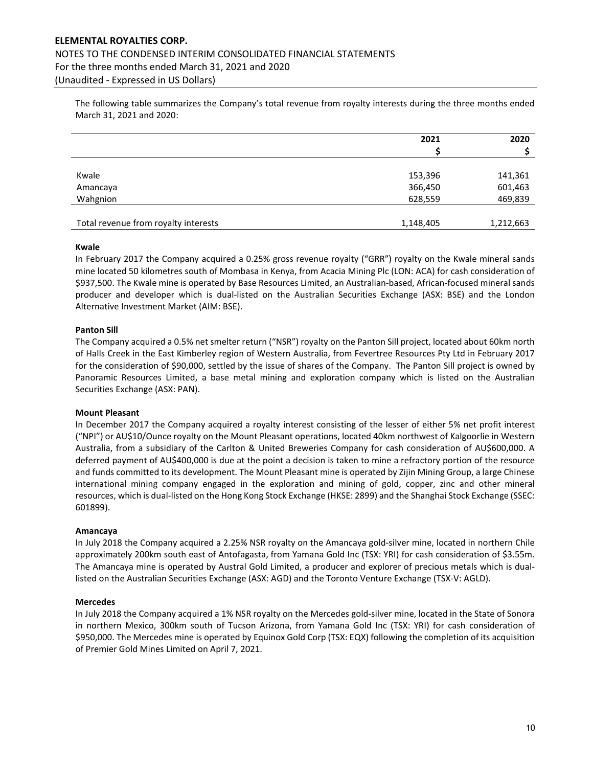The following table summarizes the Company's total revenue from royalty interests during the three months ended March 31, 2021 and 2020:

| | 2021 | 2020 |
|---|---|---|
| | $ | $ |
| Kwale | 153,396 | 141,361 |
| Amancaya | 366,450 | 601,463 |
| Wahgnion | 628,559 | 469,839 |
| Total revenue from royalty interests | 1,148,405 | 1,212,663 |

**Kwale**

In February 2017 the Company acquired a 0.25% gross revenue royalty ("GRR") royalty on the Kwale mineral sands mine located 50 kilometres south of Mombasa in Kenya, from Acacia Mining Plc (LON: ACA) for cash consideration of $937,500. The Kwale mine is operated by Base Resources Limited, an Australian-based, African-focused mineral sands producer and developer which is dual-listed on the Australian Securities Exchange (ASX: BSE) and the London Alternative Investment Market (AIM: BSE).

**Panton Sill**

The Company acquired a 0.5% net smelter return ("NSR") royalty on the Panton Sill project, located about 60km north of Halls Creek in the East Kimberley region of Western Australia, from Fevertree Resources Pty Ltd in February 2017 for the consideration of $90,000, settled by the issue of shares of the Company. The Panton Sill project is owned by Panoramic Resources Limited, a base metal mining and exploration company which is listed on the Australian Securities Exchange (ASX: PAN).

**Mount Pleasant**

In December 2017 the Company acquired a royalty interest consisting of the lesser of either 5% net profit interest ("NPI") or AU$10/Ounce royalty on the Mount Pleasant operations, located 40km northwest of Kalgoorlie in Western Australia, from a subsidiary of the Carlton & United Breweries Company for cash consideration of AU$600,000. A deferred payment of AU$400,000 is due at the point a decision is taken to mine a refractory portion of the resource and funds committed to its development. The Mount Pleasant mine is operated by Zijin Mining Group, a large Chinese international mining company engaged in the exploration and mining of gold, copper, zinc and other mineral resources, which is dual-listed on the Hong Kong Stock Exchange (HKSE: 2899) and the Shanghai Stock Exchange (SSEC: 601899).

**Amancaya**

In July 2018 the Company acquired a 2.25% NSR royalty on the Amancaya gold-silver mine, located in northern Chile approximately 200km south east of Antofagasta, from Yamana Gold Inc (TSX: YRI) for cash consideration of $3.55m. The Amancaya mine is operated by Austral Gold Limited, a producer and explorer of precious metals which is dual-listed on the Australian Securities Exchange (ASX: AGD) and the Toronto Venture Exchange (TSX-V: AGLD).

**Mercedes**

In July 2018 the Company acquired a 1% NSR royalty on the Mercedes gold-silver mine, located in the State of Sonora in northern Mexico, 300km south of Tucson Arizona, from Yamana Gold Inc (TSX: YRI) for cash consideration of $950,000. The Mercedes mine is operated by Equinox Gold Corp (TSX: EQX) following the completion of its acquisition of Premier Gold Mines Limited on April 7, 2021.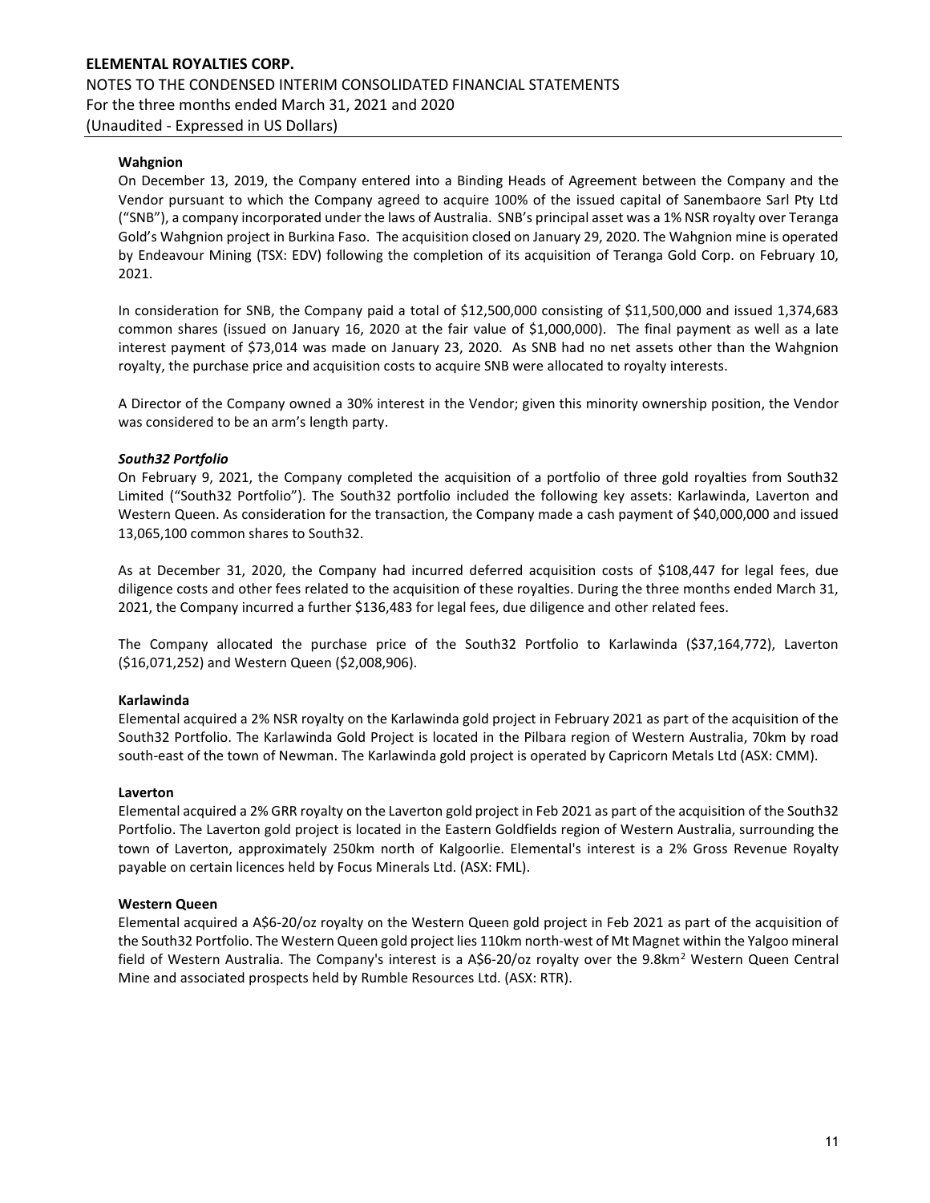**Wahgnion**

On December 13, 2019, the Company entered into a Binding Heads of Agreement between the Company and the Vendor pursuant to which the Company agreed to acquire 100% of the issued capital of Sanembaore Sarl Pty Ltd ("SNB"), a company incorporated under the laws of Australia. SNB's principal asset was a 1% NSR royalty over Teranga Gold's Wahgnion project in Burkina Faso. The acquisition closed on January 29, 2020. The Wahgnion mine is operated by Endeavour Mining (TSX: EDV) following the completion of its acquisition of Teranga Gold Corp. on February 10, 2021.

In consideration for SNB, the Company paid a total of $12,500,000 consisting of $11,500,000 and issued 1,374,683 common shares (issued on January 16, 2020 at the fair value of $1,000,000). The final payment as well as a late interest payment of $73,014 was made on January 23, 2020. As SNB had no net assets other than the Wahgnion royalty, the purchase price and acquisition costs to acquire SNB were allocated to royalty interests.

A Director of the Company owned a 30% interest in the Vendor; given this minority ownership position, the Vendor was considered to be an arm's length party.

***South32 Portfolio***

On February 9, 2021, the Company completed the acquisition of a portfolio of three gold royalties from South32 Limited ("South32 Portfolio"). The South32 portfolio included the following key assets: Karlawinda, Laverton and Western Queen. As consideration for the transaction, the Company made a cash payment of $40,000,000 and issued 13,065,100 common shares to South32.

As at December 31, 2020, the Company had incurred deferred acquisition costs of $108,447 for legal fees, due diligence costs and other fees related to the acquisition of these royalties. During the three months ended March 31, 2021, the Company incurred a further $136,483 for legal fees, due diligence and other related fees.

The Company allocated the purchase price of the South32 Portfolio to Karlawinda ($37,164,772), Laverton ($16,071,252) and Western Queen ($2,008,906).

**Karlawinda**

Elemental acquired a 2% NSR royalty on the Karlawinda gold project in February 2021 as part of the acquisition of the South32 Portfolio. The Karlawinda Gold Project is located in the Pilbara region of Western Australia, 70km by road south-east of the town of Newman. The Karlawinda gold project is operated by Capricorn Metals Ltd (ASX: CMM).

**Laverton**

Elemental acquired a 2% GRR royalty on the Laverton gold project in Feb 2021 as part of the acquisition of the South32 Portfolio. The Laverton gold project is located in the Eastern Goldfields region of Western Australia, surrounding the town of Laverton, approximately 250km north of Kalgoorlie. Elemental's interest is a 2% Gross Revenue Royalty payable on certain licences held by Focus Minerals Ltd. (ASX: FML).

**Western Queen**

Elemental acquired a A$6-20/oz royalty on the Western Queen gold project in Feb 2021 as part of the acquisition of the South32 Portfolio. The Western Queen gold project lies 110km north-west of Mt Magnet within the Yalgoo mineral field of Western Australia. The Company's interest is a A$6-20/oz royalty over the 9.8km$^2$ Western Queen Central Mine and associated prospects held by Rumble Resources Ltd. (ASX: RTR).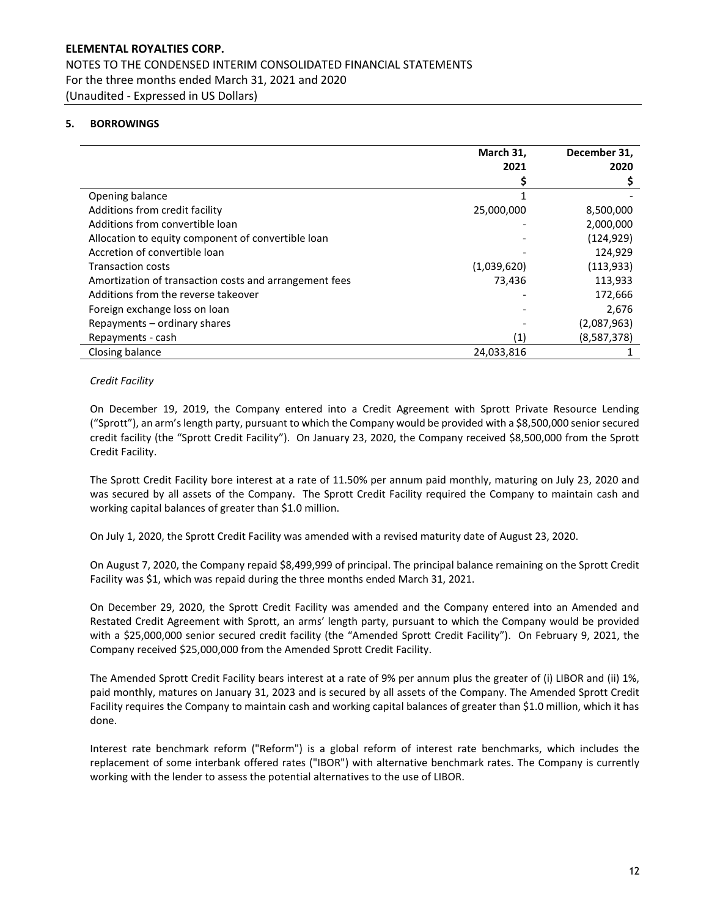## 5. BORROWINGS

| | March 31, 2021 | December 31, 2020 |
|---|---|---|
| | $ | $ |
| Opening balance | 1 | - |
| Additions from credit facility | 25,000,000 | 8,500,000 |
| Additions from convertible loan | - | 2,000,000 |
| Allocation to equity component of convertible loan | - | (124,929) |
| Accretion of convertible loan | - | 124,929 |
| Transaction costs | (1,039,620) | (113,933) |
| Amortization of transaction costs and arrangement fees | 73,436 | 113,933 |
| Additions from the reverse takeover | - | 172,666 |
| Foreign exchange loss on loan | - | 2,676 |
| Repayments – ordinary shares | - | (2,087,963) |
| Repayments - cash | (1) | (8,587,378) |
| Closing balance | 24,033,816 | 1 |

*Credit Facility*

On December 19, 2019, the Company entered into a Credit Agreement with Sprott Private Resource Lending ("Sprott"), an arm's length party, pursuant to which the Company would be provided with a $8,500,000 senior secured credit facility (the "Sprott Credit Facility"). On January 23, 2020, the Company received $8,500,000 from the Sprott Credit Facility.

The Sprott Credit Facility bore interest at a rate of 11.50% per annum paid monthly, maturing on July 23, 2020 and was secured by all assets of the Company. The Sprott Credit Facility required the Company to maintain cash and working capital balances of greater than $1.0 million.

On July 1, 2020, the Sprott Credit Facility was amended with a revised maturity date of August 23, 2020.

On August 7, 2020, the Company repaid $8,499,999 of principal. The principal balance remaining on the Sprott Credit Facility was $1, which was repaid during the three months ended March 31, 2021.

On December 29, 2020, the Sprott Credit Facility was amended and the Company entered into an Amended and Restated Credit Agreement with Sprott, an arms' length party, pursuant to which the Company would be provided with a $25,000,000 senior secured credit facility (the "Amended Sprott Credit Facility"). On February 9, 2021, the Company received $25,000,000 from the Amended Sprott Credit Facility.

The Amended Sprott Credit Facility bears interest at a rate of 9% per annum plus the greater of (i) LIBOR and (ii) 1%, paid monthly, matures on January 31, 2023 and is secured by all assets of the Company. The Amended Sprott Credit Facility requires the Company to maintain cash and working capital balances of greater than $1.0 million, which it has done.

Interest rate benchmark reform ("Reform") is a global reform of interest rate benchmarks, which includes the replacement of some interbank offered rates ("IBOR") with alternative benchmark rates. The Company is currently working with the lender to assess the potential alternatives to the use of LIBOR.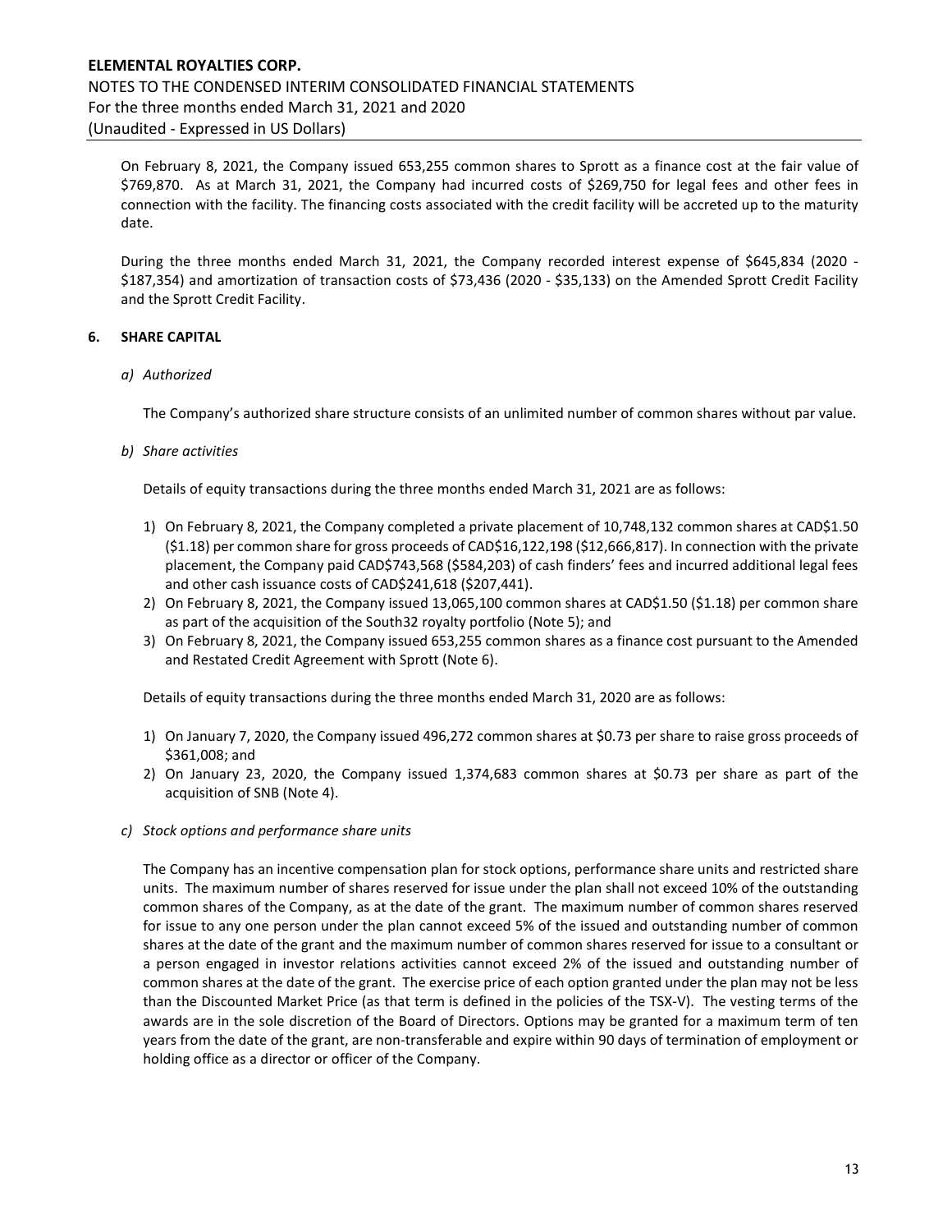On February 8, 2021, the Company issued 653,255 common shares to Sprott as a finance cost at the fair value of $769,870. As at March 31, 2021, the Company had incurred costs of $269,750 for legal fees and other fees in connection with the facility. The financing costs associated with the credit facility will be accreted up to the maturity date.

During the three months ended March 31, 2021, the Company recorded interest expense of $645,834 (2020 - $187,354) and amortization of transaction costs of $73,436 (2020 - $35,133) on the Amended Sprott Credit Facility and the Sprott Credit Facility.

## 6. SHARE CAPITAL

*a) Authorized*

The Company's authorized share structure consists of an unlimited number of common shares without par value.

*b) Share activities*

Details of equity transactions during the three months ended March 31, 2021 are as follows:

1) On February 8, 2021, the Company completed a private placement of 10,748,132 common shares at CAD$1.50 ($1.18) per common share for gross proceeds of CAD$16,122,198 ($12,666,817). In connection with the private placement, the Company paid CAD$743,568 ($584,203) of cash finders' fees and incurred additional legal fees and other cash issuance costs of CAD$241,618 ($207,441).
2) On February 8, 2021, the Company issued 13,065,100 common shares at CAD$1.50 ($1.18) per common share as part of the acquisition of the South32 royalty portfolio (Note 5); and
3) On February 8, 2021, the Company issued 653,255 common shares as a finance cost pursuant to the Amended and Restated Credit Agreement with Sprott (Note 6).

Details of equity transactions during the three months ended March 31, 2020 are as follows:

1) On January 7, 2020, the Company issued 496,272 common shares at $0.73 per share to raise gross proceeds of $361,008; and
2) On January 23, 2020, the Company issued 1,374,683 common shares at $0.73 per share as part of the acquisition of SNB (Note 4).

*c) Stock options and performance share units*

The Company has an incentive compensation plan for stock options, performance share units and restricted share units. The maximum number of shares reserved for issue under the plan shall not exceed 10% of the outstanding common shares of the Company, as at the date of the grant. The maximum number of common shares reserved for issue to any one person under the plan cannot exceed 5% of the issued and outstanding number of common shares at the date of the grant and the maximum number of common shares reserved for issue to a consultant or a person engaged in investor relations activities cannot exceed 2% of the issued and outstanding number of common shares at the date of the grant. The exercise price of each option granted under the plan may not be less than the Discounted Market Price (as that term is defined in the policies of the TSX-V). The vesting terms of the awards are in the sole discretion of the Board of Directors. Options may be granted for a maximum term of ten years from the date of the grant, are non-transferable and expire within 90 days of termination of employment or holding office as a director or officer of the Company.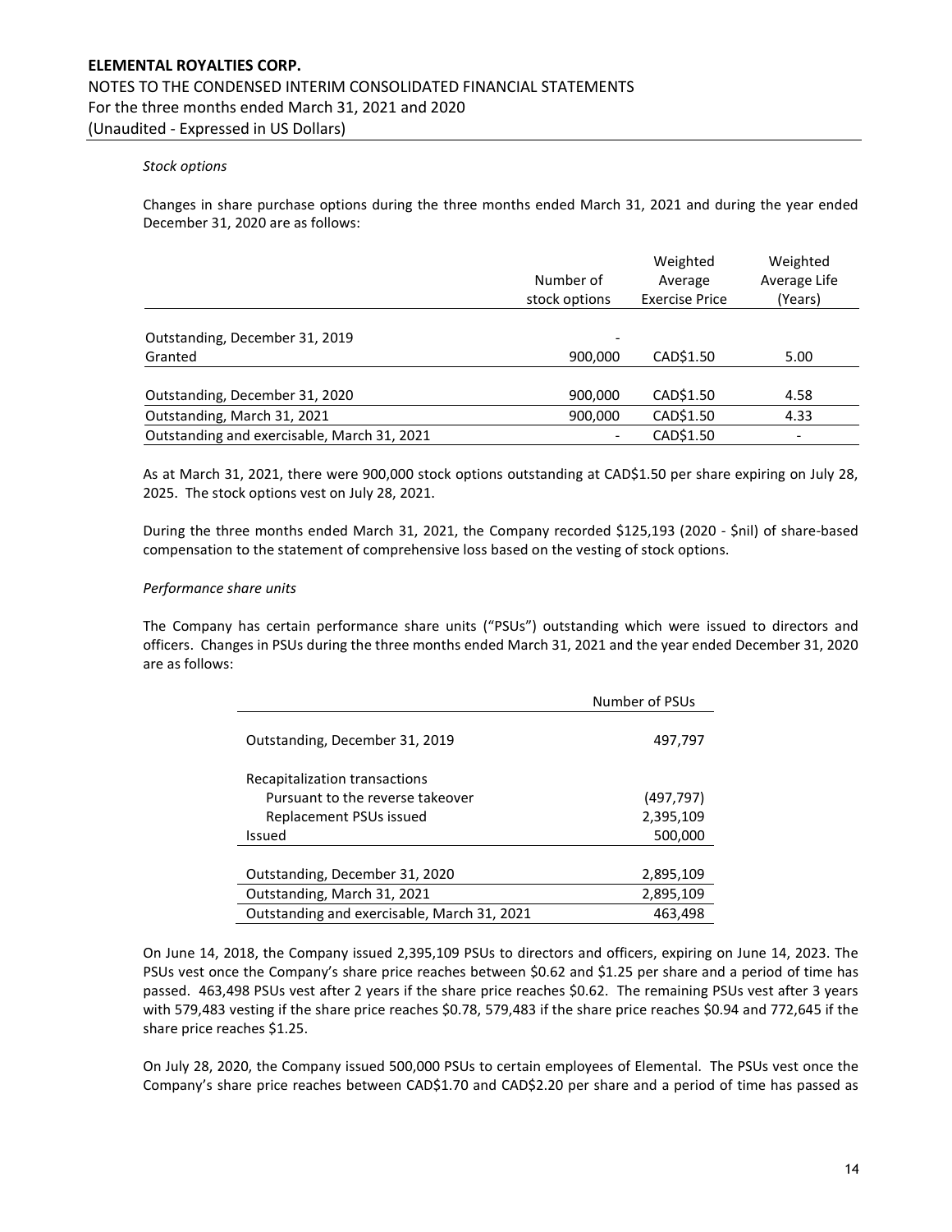*Stock options*

Changes in share purchase options during the three months ended March 31, 2021 and during the year ended December 31, 2020 are as follows:

| | Number of stock options | Weighted Average Exercise Price | Weighted Average Life (Years) |
|---|---|---|---|
| Outstanding, December 31, 2019 | - | | |
| Granted | 900,000 | CAD$1.50 | 5.00 |
| Outstanding, December 31, 2020 | 900,000 | CAD$1.50 | 4.58 |
| Outstanding, March 31, 2021 | 900,000 | CAD$1.50 | 4.33 |
| Outstanding and exercisable, March 31, 2021 | - | CAD$1.50 | - |

As at March 31, 2021, there were 900,000 stock options outstanding at CAD$1.50 per share expiring on July 28, 2025. The stock options vest on July 28, 2021.

During the three months ended March 31, 2021, the Company recorded $125,193 (2020 - $nil) of share-based compensation to the statement of comprehensive loss based on the vesting of stock options.

*Performance share units*

The Company has certain performance share units ("PSUs") outstanding which were issued to directors and officers. Changes in PSUs during the three months ended March 31, 2021 and the year ended December 31, 2020 are as follows:

| | Number of PSUs |
|---|---|
| Outstanding, December 31, 2019 | 497,797 |
| Recapitalization transactions | |
| Pursuant to the reverse takeover | (497,797) |
| Replacement PSUs issued | 2,395,109 |
| Issued | 500,000 |
| Outstanding, December 31, 2020 | 2,895,109 |
| Outstanding, March 31, 2021 | 2,895,109 |
| Outstanding and exercisable, March 31, 2021 | 463,498 |

On June 14, 2018, the Company issued 2,395,109 PSUs to directors and officers, expiring on June 14, 2023. The PSUs vest once the Company's share price reaches between $0.62 and $1.25 per share and a period of time has passed. 463,498 PSUs vest after 2 years if the share price reaches $0.62. The remaining PSUs vest after 3 years with 579,483 vesting if the share price reaches $0.78, 579,483 if the share price reaches $0.94 and 772,645 if the share price reaches $1.25.

On July 28, 2020, the Company issued 500,000 PSUs to certain employees of Elemental. The PSUs vest once the Company's share price reaches between CAD$1.70 and CAD$2.20 per share and a period of time has passed as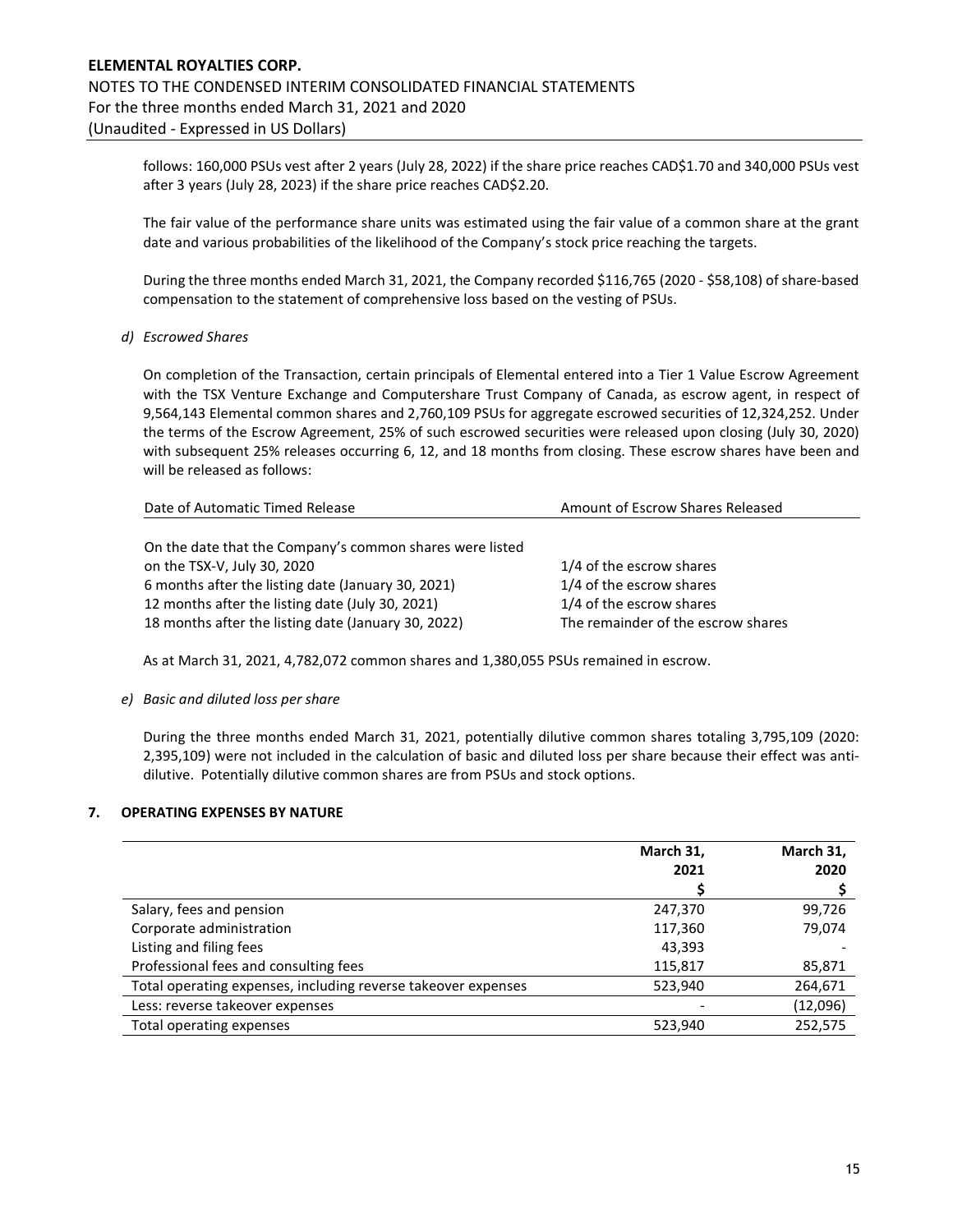follows: 160,000 PSUs vest after 2 years (July 28, 2022) if the share price reaches CAD$1.70 and 340,000 PSUs vest after 3 years (July 28, 2023) if the share price reaches CAD$2.20.

The fair value of the performance share units was estimated using the fair value of a common share at the grant date and various probabilities of the likelihood of the Company's stock price reaching the targets.

During the three months ended March 31, 2021, the Company recorded $116,765 (2020 - $58,108) of share-based compensation to the statement of comprehensive loss based on the vesting of PSUs.

*d) Escrowed Shares*

On completion of the Transaction, certain principals of Elemental entered into a Tier 1 Value Escrow Agreement with the TSX Venture Exchange and Computershare Trust Company of Canada, as escrow agent, in respect of 9,564,143 Elemental common shares and 2,760,109 PSUs for aggregate escrowed securities of 12,324,252. Under the terms of the Escrow Agreement, 25% of such escrowed securities were released upon closing (July 30, 2020) with subsequent 25% releases occurring 6, 12, and 18 months from closing. These escrow shares have been and will be released as follows:

| Date of Automatic Timed Release | Amount of Escrow Shares Released |
|---|---|
| On the date that the Company's common shares were listed on the TSX-V, July 30, 2020 | 1/4 of the escrow shares |
| 6 months after the listing date (January 30, 2021) | 1/4 of the escrow shares |
| 12 months after the listing date (July 30, 2021) | 1/4 of the escrow shares |
| 18 months after the listing date (January 30, 2022) | The remainder of the escrow shares |

As at March 31, 2021, 4,782,072 common shares and 1,380,055 PSUs remained in escrow.

*e) Basic and diluted loss per share*

During the three months ended March 31, 2021, potentially dilutive common shares totaling 3,795,109 (2020: 2,395,109) were not included in the calculation of basic and diluted loss per share because their effect was anti-dilutive. Potentially dilutive common shares are from PSUs and stock options.

## 7. OPERATING EXPENSES BY NATURE

| | March 31, 2021 | March 31, 2020 |
|---|---|---|
| | $ | $ |
| Salary, fees and pension | 247,370 | 99,726 |
| Corporate administration | 117,360 | 79,074 |
| Listing and filing fees | 43,393 | - |
| Professional fees and consulting fees | 115,817 | 85,871 |
| Total operating expenses, including reverse takeover expenses | 523,940 | 264,671 |
| Less: reverse takeover expenses | - | (12,096) |
| Total operating expenses | 523,940 | 252,575 |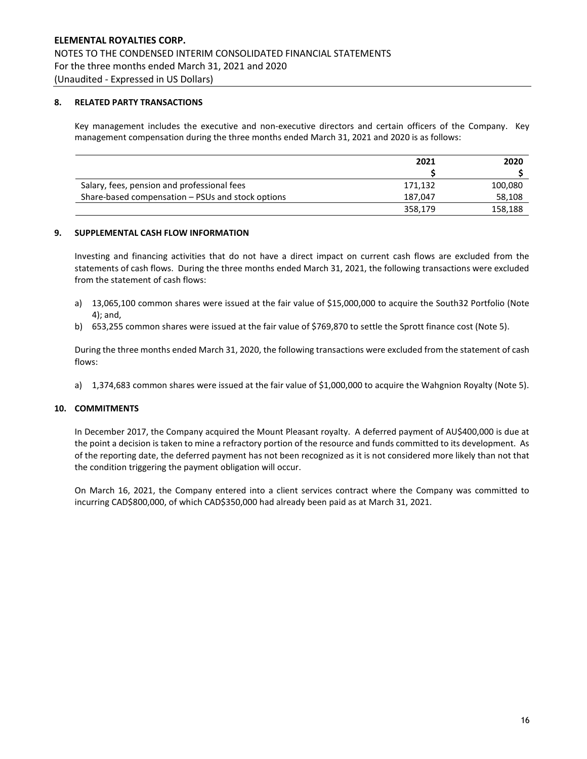## 8. RELATED PARTY TRANSACTIONS

Key management includes the executive and non-executive directors and certain officers of the Company. Key management compensation during the three months ended March 31, 2021 and 2020 is as follows:

| | 2021 | 2020 |
|---|---|---|
| | $ | $ |
| Salary, fees, pension and professional fees | 171,132 | 100,080 |
| Share-based compensation – PSUs and stock options | 187,047 | 58,108 |
| | 358,179 | 158,188 |

## 9. SUPPLEMENTAL CASH FLOW INFORMATION

Investing and financing activities that do not have a direct impact on current cash flows are excluded from the statements of cash flows. During the three months ended March 31, 2021, the following transactions were excluded from the statement of cash flows:

a) 13,065,100 common shares were issued at the fair value of $15,000,000 to acquire the South32 Portfolio (Note 4); and,
b) 653,255 common shares were issued at the fair value of $769,870 to settle the Sprott finance cost (Note 5).

During the three months ended March 31, 2020, the following transactions were excluded from the statement of cash flows:

a) 1,374,683 common shares were issued at the fair value of $1,000,000 to acquire the Wahgnion Royalty (Note 5).

## 10. COMMITMENTS

In December 2017, the Company acquired the Mount Pleasant royalty. A deferred payment of AU$400,000 is due at the point a decision is taken to mine a refractory portion of the resource and funds committed to its development. As of the reporting date, the deferred payment has not been recognized as it is not considered more likely than not that the condition triggering the payment obligation will occur.

On March 16, 2021, the Company entered into a client services contract where the Company was committed to incurring CAD$800,000, of which CAD$350,000 had already been paid as at March 31, 2021.